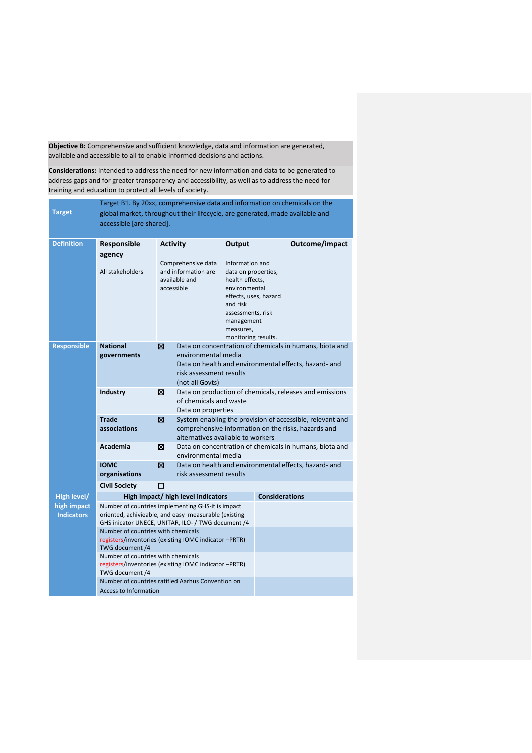**Objective B:** Comprehensive and sufficient knowledge, data and information are generated, available and accessible to all to enable informed decisions and actions.

**Considerations:** Intended to address the need for new information and data to be generated to address gaps and for greater transparency and accessibility, as well as to address the need for training and education to protect all levels of society.

| | | | | |
|---|---|---|---|---|
| **Target** | Target B1. By 20xx, comprehensive data and information on chemicals on the global market, throughout their lifecycle, are generated, made available and accessible [are shared]. | | | |
| **Definition** | **Responsible agency** | **Activity** | **Output** | **Outcome/impact** |
| | All stakeholders | Comprehensive data and information are available and accessible | Information and data on properties, health effects, environmental effects, uses, hazard and risk assessments, risk management measures, monitoring results. | |

| | | | |
|---|---|---|---|
| **Responsible** | **National governments** | ☒ | Data on concentration of chemicals in humans, biota and environmental media<br>Data on health and environmental effects, hazard- and risk assessment results<br>(not all Govts) |
| | **Industry** | ☒ | Data on production of chemicals, releases and emissions of chemicals and waste<br>Data on properties |
| | **Trade associations** | ☒ | System enabling the provision of accessible, relevant and comprehensive information on the risks, hazards and alternatives available to workers |
| | **Academia** | ☒ | Data on concentration of chemicals in humans, biota and environmental media |
| | **IOMC organisations** | ☒ | Data on health and environmental effects, hazard- and risk assessment results |
| | **Civil Society** | ☐ | |

| | | |
|---|---|---|
| **High level/ high impact Indicators** | **High impact/ high level indicators** | **Considerations** |
| | Number of countries implementing GHS-it is impact oriented, achiveable, and easy measurable (existing GHS inicator UNECE, UNITAR, ILO- / TWG document /4 | |
| | Number of countries with chemicals registers/inventories (existing IOMC indicator –PRTR) TWG document /4 | |
| | Number of countries with chemicals registers/inventories (existing IOMC indicator –PRTR) TWG document /4 | |
| | Number of countries ratified Aarhus Convention on Access to Information | |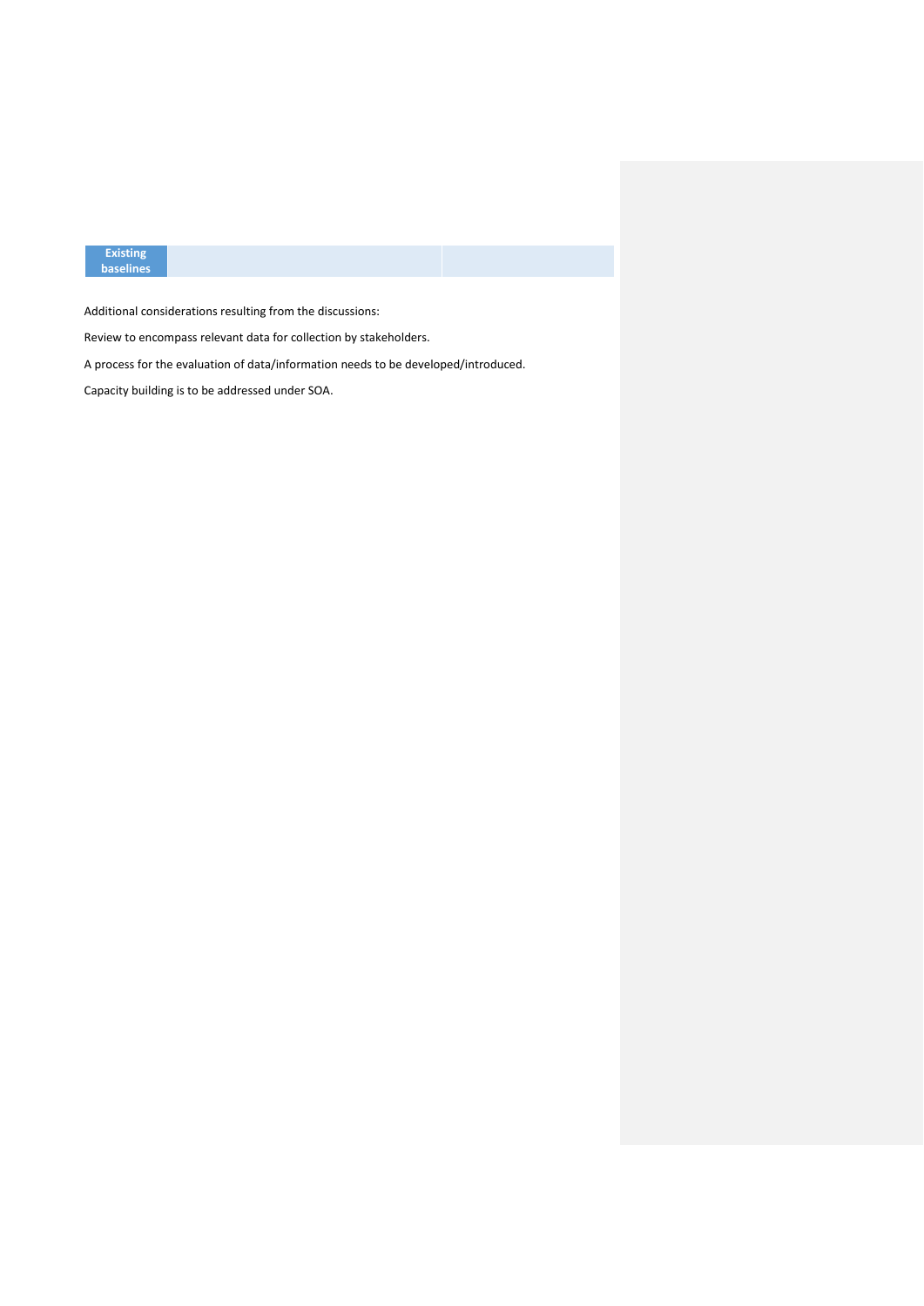| | | |
|---|---|---|
| **Existing baselines** | | |

Additional considerations resulting from the discussions:

Review to encompass relevant data for collection by stakeholders.

A process for the evaluation of data/information needs to be developed/introduced.

Capacity building is to be addressed under SOA.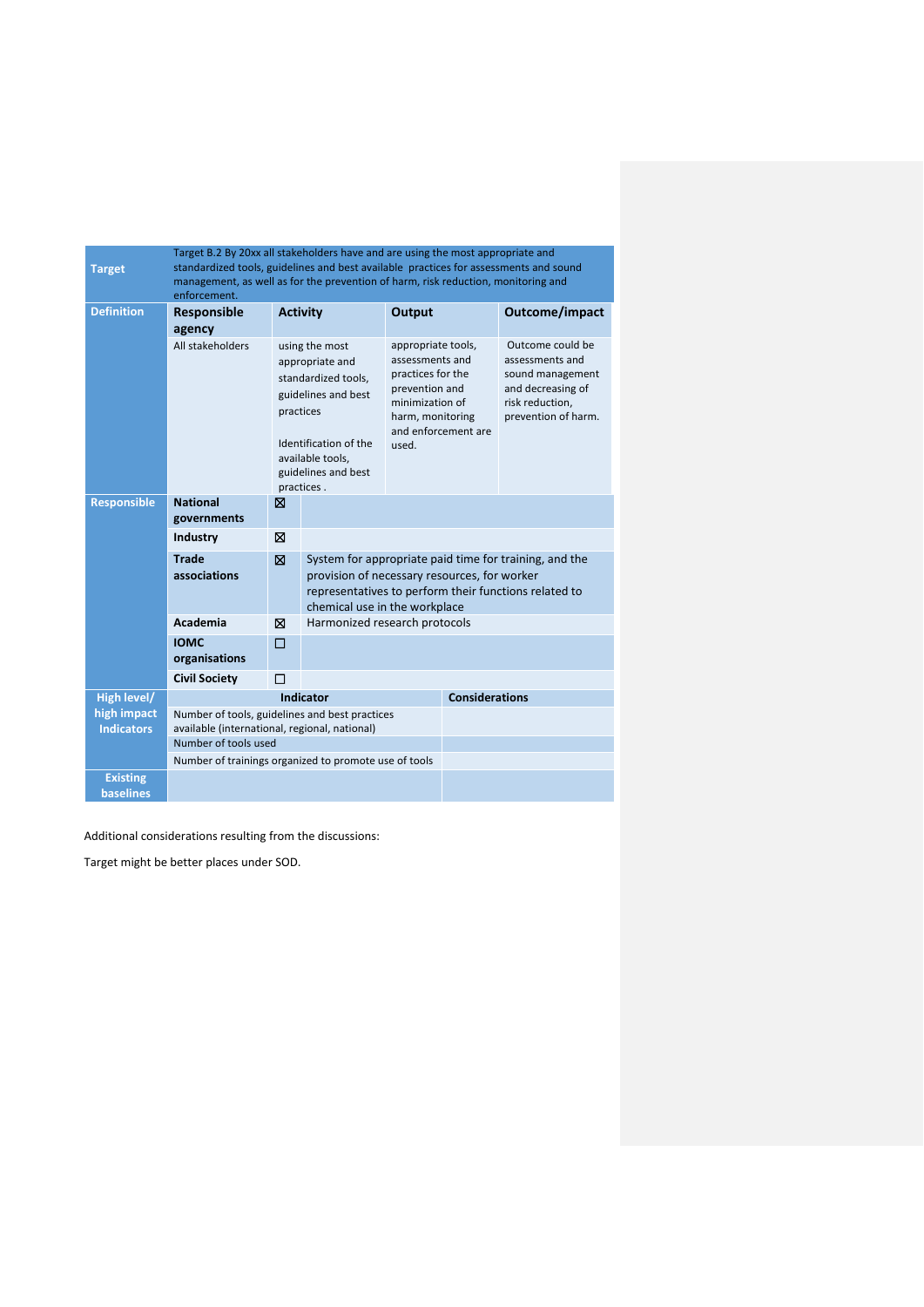| | | | | |
|---|---|---|---|---|
| **Target** | Target B.2 By 20xx all stakeholders have and are using the most appropriate and standardized tools, guidelines and best available practices for assessments and sound management, as well as for the prevention of harm, risk reduction, monitoring and enforcement. | | | |
| **Definition** | **Responsible agency** | **Activity** | **Output** | **Outcome/impact** |
| | All stakeholders | using the most appropriate and standardized tools, guidelines and best practices<br><br>Identification of the available tools, guidelines and best practices . | appropriate tools, assessments and practices for the prevention and minimization of harm, monitoring and enforcement are used. | Outcome could be assessments and sound management and decreasing of risk reduction, prevention of harm. |

| | | | |
|---|---|---|---|
| **Responsible** | **National governments** | ☒ | |
| | **Industry** | ☒ | |
| | **Trade associations** | ☒ | System for appropriate paid time for training, and the provision of necessary resources, for worker representatives to perform their functions related to chemical use in the workplace |
| | **Academia** | ☒ | Harmonized research protocols |
| | **IOMC organisations** | ☐ | |
| | **Civil Society** | ☐ | |

| | | |
|---|---|---|
| **High level/ high impact Indicators** | **Indicator** | **Considerations** |
| | Number of tools, guidelines and best practices available (international, regional, national) | |
| | Number of tools used | |
| | Number of trainings organized to promote use of tools | |
| **Existing baselines** | | |

Additional considerations resulting from the discussions:

Target might be better places under SOD.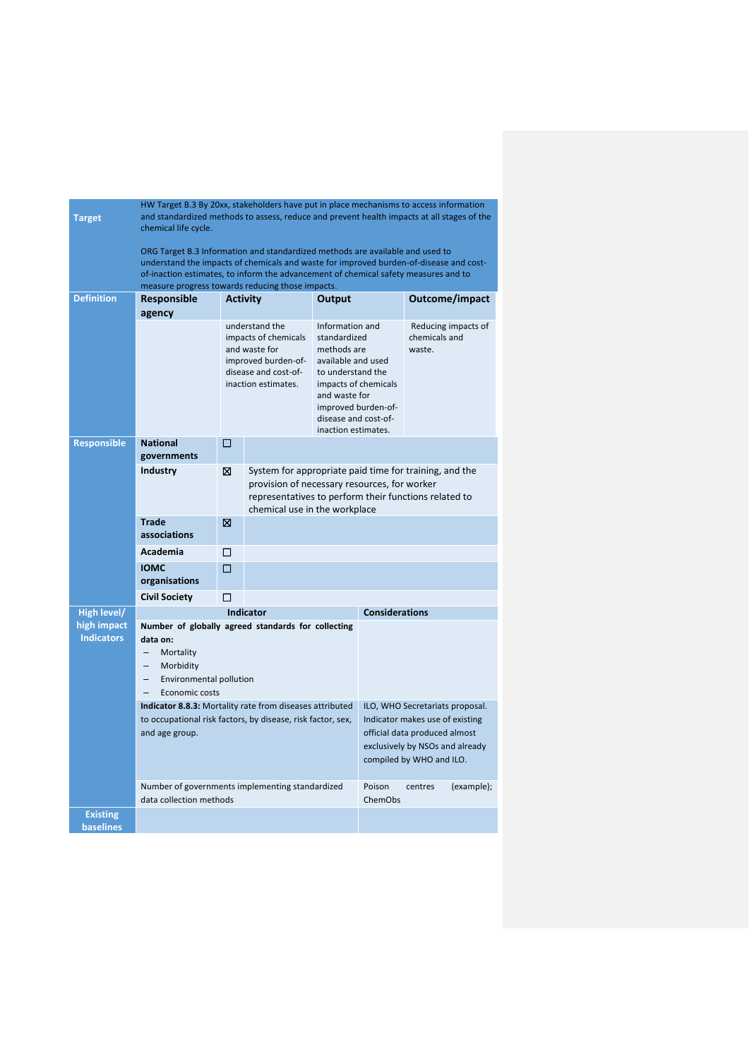| | | | | |
|---|---|---|---|---|
| **Target** | HW Target B.3 By 20xx, stakeholders have put in place mechanisms to access information and standardized methods to assess, reduce and prevent health impacts at all stages of the chemical life cycle.<br><br>ORG Target B.3 Information and standardized methods are available and used to understand the impacts of chemicals and waste for improved burden-of-disease and cost-of-inaction estimates, to inform the advancement of chemical safety measures and to measure progress towards reducing those impacts. | | | |
| **Definition** | **Responsible agency** | **Activity** | **Output** | **Outcome/impact** |
| | | understand the impacts of chemicals and waste for improved burden-of-disease and cost-of-inaction estimates. | Information and standardized methods are available and used to understand the impacts of chemicals and waste for improved burden-of-disease and cost-of-inaction estimates. | Reducing impacts of chemicals and waste. |

| | | | |
|---|---|---|---|
| **Responsible** | **National governments** | ☐ | |
| | **Industry** | ☒ | System for appropriate paid time for training, and the provision of necessary resources, for worker representatives to perform their functions related to chemical use in the workplace |
| | **Trade associations** | ☒ | |
| | **Academia** | ☐ | |
| | **IOMC organisations** | ☐ | |
| | **Civil Society** | ☐ | |

| | | |
|---|---|---|
| **High level/ high impact Indicators** | **Indicator** | **Considerations** |
| | **Number of globally agreed standards for collecting data on:**<br>– Mortality<br>– Morbidity<br>– Environmental pollution<br>– Economic costs | |
| | **Indicator 8.8.3:** Mortality rate from diseases attributed to occupational risk factors, by disease, risk factor, sex, and age group. | ILO, WHO Secretariats proposal. Indicator makes use of existing official data produced almost exclusively by NSOs and already compiled by WHO and ILO. |
| | Number of governments implementing standardized data collection methods | Poison centres (example); ChemObs |
| **Existing baselines** | | |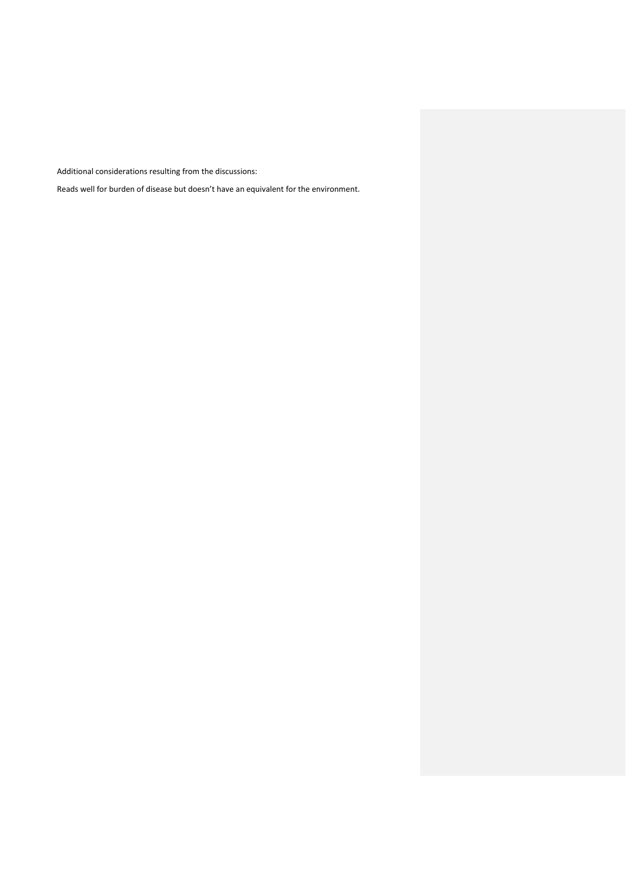Additional considerations resulting from the discussions:

Reads well for burden of disease but doesn't have an equivalent for the environment.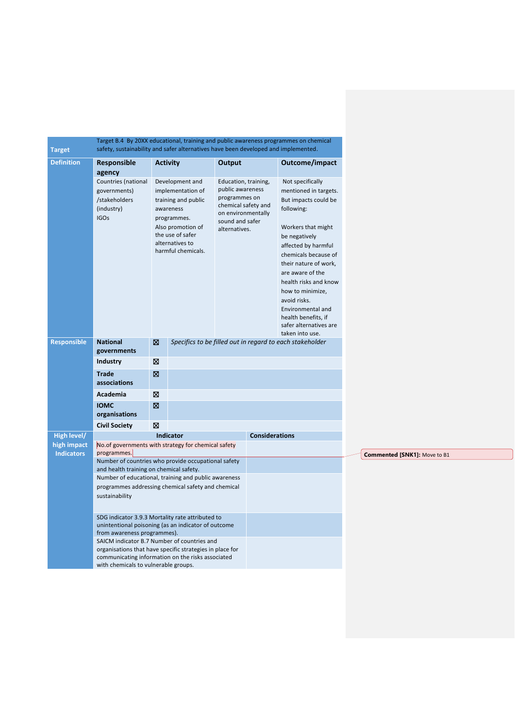| | | | | |
|---|---|---|---|---|
| **Target** | Target B.4 By 20XX educational, training and public awareness programmes on chemical safety, sustainability and safer alternatives have been developed and implemented. | | | |
| **Definition** | **Responsible agency** | **Activity** | **Output** | **Outcome/impact** |
| | Countries (national governments) /stakeholders (industry) IGOs | Development and implementation of training and public awareness programmes. Also promotion of the use of safer alternatives to harmful chemicals. | Education, training, public awareness programmes on chemical safety and on environmentally sound and safer alternatives. | Not specifically mentioned in targets. But impacts could be following: Workers that might be negatively affected by harmful chemicals because of their nature of work, are aware of the health risks and know how to minimize, avoid risks. Environmental and health benefits, if safer alternatives are taken into use. |

| | | | |
|---|---|---|---|
| **Responsible** | **National governments** | ☒ | *Specifics to be filled out in regard to each stakeholder* |
| | **Industry** | ☒ | |
| | **Trade associations** | ☒ | |
| | **Academia** | ☒ | |
| | **IOMC organisations** | ☒ | |
| | **Civil Society** | ☒ | |

| | | |
|---|---|---|
| **High level/ high impact Indicators** | **Indicator** | **Considerations** |
| | No.of governments with strategy for chemical safety programmes. | |
| | Number of countries who provide occupational safety and health training on chemical safety. | |
| | Number of educational, training and public awareness programmes addressing chemical safety and chemical sustainability | |
| | SDG indicator 3.9.3 Mortality rate attributed to unintentional poisoning (as an indicator of outcome from awareness programmes). | |
| | SAICM indicator B.7 Number of countries and organisations that have specific strategies in place for communicating information on the risks associated with chemicals to vulnerable groups. | |

**Commented [SNK1]:** Move to B1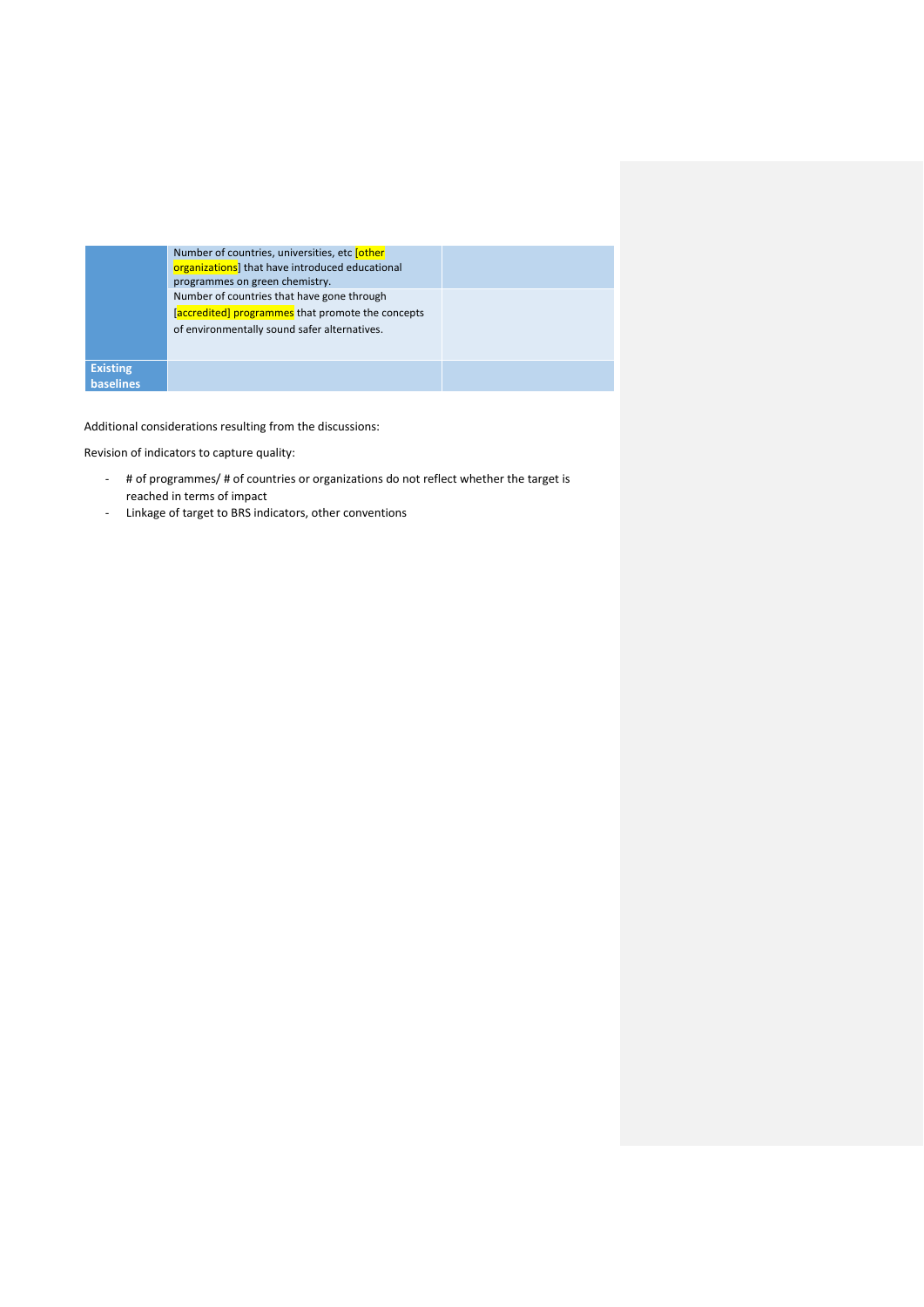| | | |
|---|---|---|
| | Number of countries, universities, etc [other organizations] that have introduced educational programmes on green chemistry. | |
| | Number of countries that have gone through [accredited] programmes that promote the concepts of environmentally sound safer alternatives. | |
| **Existing baselines** | | |

Additional considerations resulting from the discussions:

Revision of indicators to capture quality:

- # of programmes/ # of countries or organizations do not reflect whether the target is reached in terms of impact
- Linkage of target to BRS indicators, other conventions